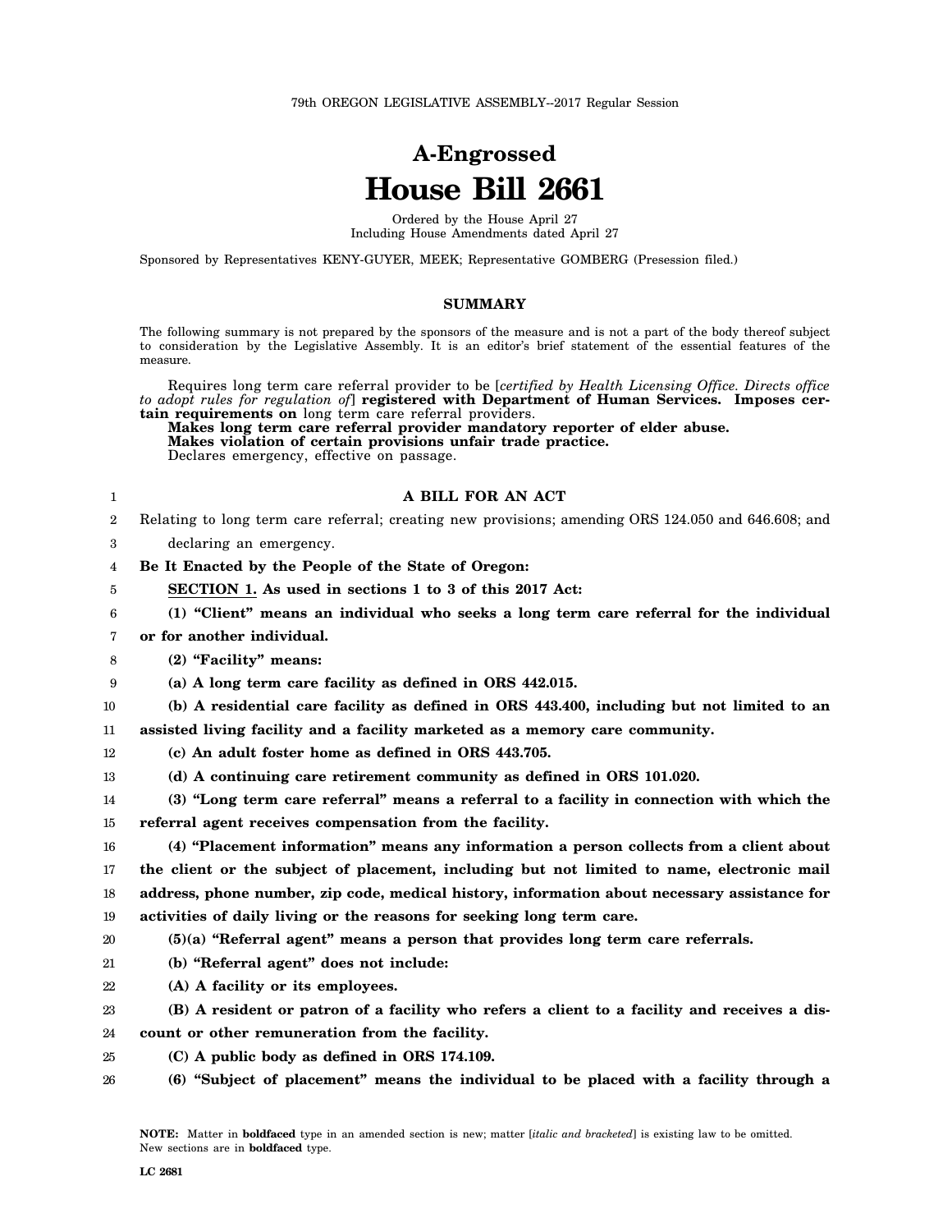79th OREGON LEGISLATIVE ASSEMBLY--2017 Regular Session

# A-Engrossed
# House Bill 2661

Ordered by the House April 27
Including House Amendments dated April 27

Sponsored by Representatives KENY-GUYER, MEEK; Representative GOMBERG (Presession filed.)

## SUMMARY

The following summary is not prepared by the sponsors of the measure and is not a part of the body thereof subject to consideration by the Legislative Assembly. It is an editor's brief statement of the essential features of the measure.

Requires long term care referral provider to be [*certified by Health Licensing Office. Directs office to adopt rules for regulation of*] **registered with Department of Human Services. Imposes certain requirements on** long term care referral providers.
**Makes long term care referral provider mandatory reporter of elder abuse.**
**Makes violation of certain provisions unfair trade practice.**
Declares emergency, effective on passage.

1 **A BILL FOR AN ACT**

2 Relating to long term care referral; creating new provisions; amending ORS 124.050 and 646.608; and
3 declaring an emergency.

4 **Be It Enacted by the People of the State of Oregon:**

5 **SECTION 1. As used in sections 1 to 3 of this 2017 Act:**

6 **(1) "Client" means an individual who seeks a long term care referral for the individual**
7 **or for another individual.**

8 **(2) "Facility" means:**

9 **(a) A long term care facility as defined in ORS 442.015.**

10 **(b) A residential care facility as defined in ORS 443.400, including but not limited to an**
11 **assisted living facility and a facility marketed as a memory care community.**

12 **(c) An adult foster home as defined in ORS 443.705.**

13 **(d) A continuing care retirement community as defined in ORS 101.020.**

14 **(3) "Long term care referral" means a referral to a facility in connection with which the**
15 **referral agent receives compensation from the facility.**

16 **(4) "Placement information" means any information a person collects from a client about**
17 **the client or the subject of placement, including but not limited to name, electronic mail**
18 **address, phone number, zip code, medical history, information about necessary assistance for**
19 **activities of daily living or the reasons for seeking long term care.**

20 **(5)(a) "Referral agent" means a person that provides long term care referrals.**

21 **(b) "Referral agent" does not include:**

22 **(A) A facility or its employees.**

23 **(B) A resident or patron of a facility who refers a client to a facility and receives a dis-**
24 **count or other remuneration from the facility.**

25 **(C) A public body as defined in ORS 174.109.**

26 **(6) "Subject of placement" means the individual to be placed with a facility through a**

**NOTE:** Matter in **boldfaced** type in an amended section is new; matter [*italic and bracketed*] is existing law to be omitted. New sections are in **boldfaced** type.

LC 2681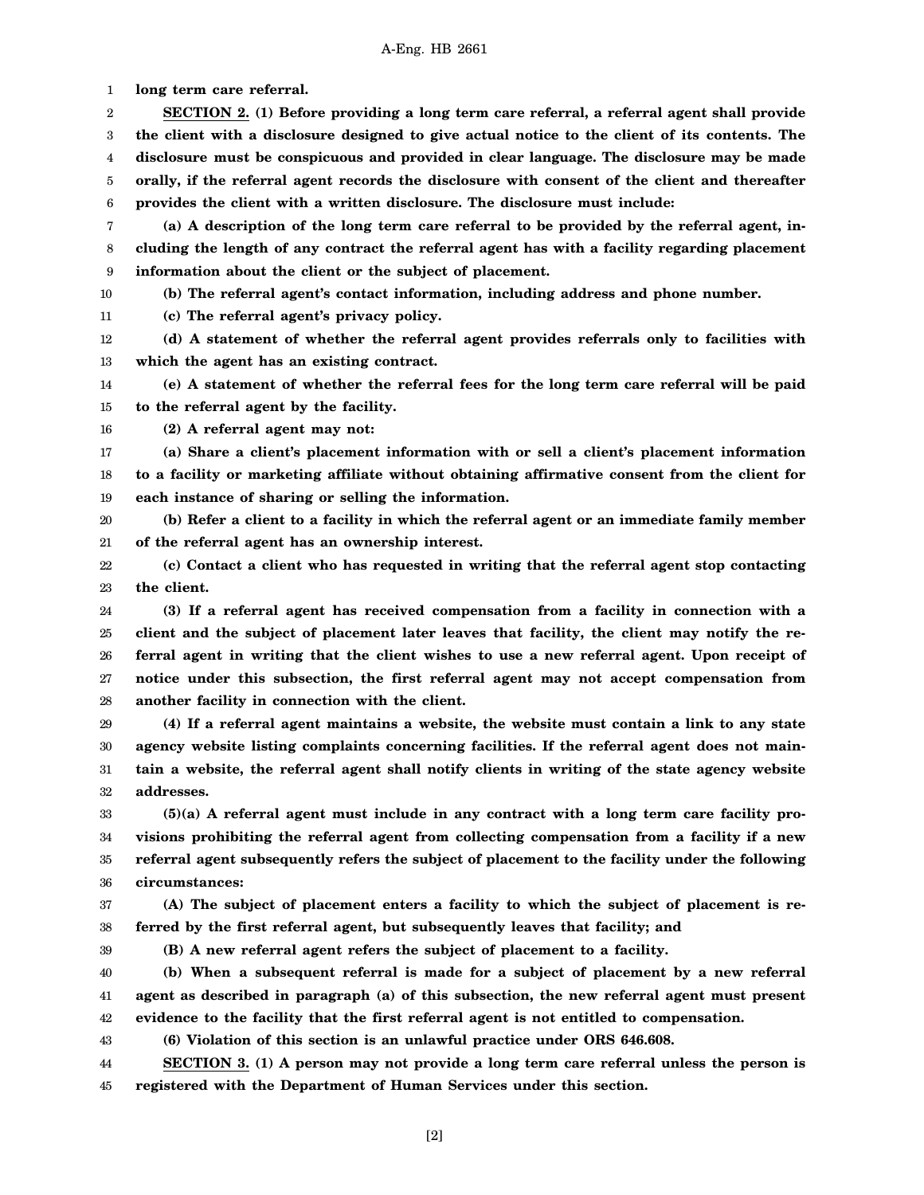**long term care referral.**

**SECTION 2. (1) Before providing a long term care referral, a referral agent shall provide the client with a disclosure designed to give actual notice to the client of its contents. The disclosure must be conspicuous and provided in clear language. The disclosure may be made orally, if the referral agent records the disclosure with consent of the client and thereafter provides the client with a written disclosure. The disclosure must include:**

**(a) A description of the long term care referral to be provided by the referral agent, including the length of any contract the referral agent has with a facility regarding placement information about the client or the subject of placement.**

**(b) The referral agent's contact information, including address and phone number.**

**(c) The referral agent's privacy policy.**

**(d) A statement of whether the referral agent provides referrals only to facilities with which the agent has an existing contract.**

**(e) A statement of whether the referral fees for the long term care referral will be paid to the referral agent by the facility.**

**(2) A referral agent may not:**

**(a) Share a client's placement information with or sell a client's placement information to a facility or marketing affiliate without obtaining affirmative consent from the client for each instance of sharing or selling the information.**

**(b) Refer a client to a facility in which the referral agent or an immediate family member of the referral agent has an ownership interest.**

**(c) Contact a client who has requested in writing that the referral agent stop contacting the client.**

**(3) If a referral agent has received compensation from a facility in connection with a client and the subject of placement later leaves that facility, the client may notify the referral agent in writing that the client wishes to use a new referral agent. Upon receipt of notice under this subsection, the first referral agent may not accept compensation from another facility in connection with the client.**

**(4) If a referral agent maintains a website, the website must contain a link to any state agency website listing complaints concerning facilities. If the referral agent does not maintain a website, the referral agent shall notify clients in writing of the state agency website addresses.**

**(5)(a) A referral agent must include in any contract with a long term care facility provisions prohibiting the referral agent from collecting compensation from a facility if a new referral agent subsequently refers the subject of placement to the facility under the following circumstances:**

**(A) The subject of placement enters a facility to which the subject of placement is referred by the first referral agent, but subsequently leaves that facility; and**

**(B) A new referral agent refers the subject of placement to a facility.**

**(b) When a subsequent referral is made for a subject of placement by a new referral agent as described in paragraph (a) of this subsection, the new referral agent must present evidence to the facility that the first referral agent is not entitled to compensation.**

**(6) Violation of this section is an unlawful practice under ORS 646.608.**

**SECTION 3. (1) A person may not provide a long term care referral unless the person is registered with the Department of Human Services under this section.**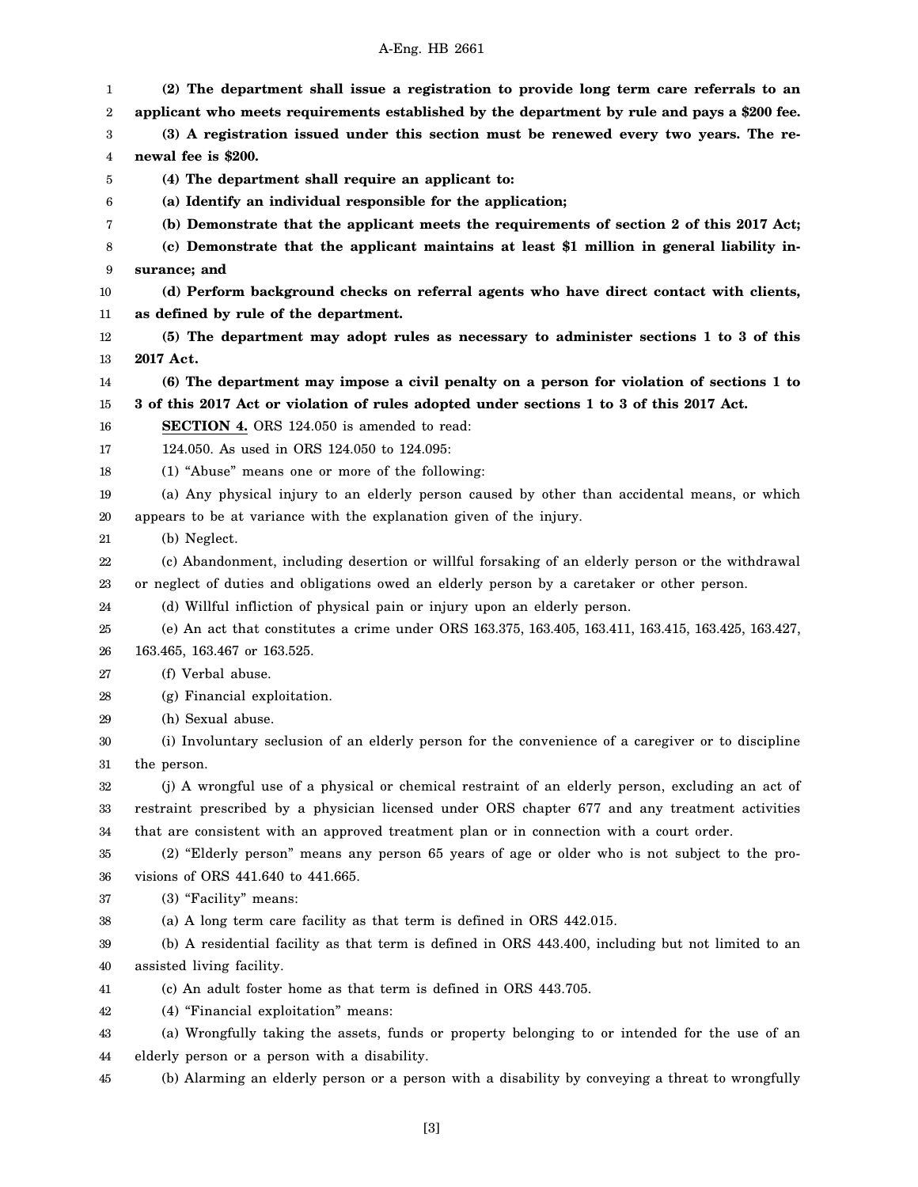**(2) The department shall issue a registration to provide long term care referrals to an applicant who meets requirements established by the department by rule and pays a $200 fee.**

**(3) A registration issued under this section must be renewed every two years. The renewal fee is $200.**

**(4) The department shall require an applicant to:**

**(a) Identify an individual responsible for the application;**

**(b) Demonstrate that the applicant meets the requirements of section 2 of this 2017 Act;**

**(c) Demonstrate that the applicant maintains at least $1 million in general liability insurance; and**

**(d) Perform background checks on referral agents who have direct contact with clients, as defined by rule of the department.**

**(5) The department may adopt rules as necessary to administer sections 1 to 3 of this 2017 Act.**

**(6) The department may impose a civil penalty on a person for violation of sections 1 to 3 of this 2017 Act or violation of rules adopted under sections 1 to 3 of this 2017 Act.**

**SECTION 4.** ORS 124.050 is amended to read:

124.050. As used in ORS 124.050 to 124.095:

(1) "Abuse" means one or more of the following:

(a) Any physical injury to an elderly person caused by other than accidental means, or which appears to be at variance with the explanation given of the injury.

(b) Neglect.

(c) Abandonment, including desertion or willful forsaking of an elderly person or the withdrawal or neglect of duties and obligations owed an elderly person by a caretaker or other person.

(d) Willful infliction of physical pain or injury upon an elderly person.

(e) An act that constitutes a crime under ORS 163.375, 163.405, 163.411, 163.415, 163.425, 163.427, 163.465, 163.467 or 163.525.

(f) Verbal abuse.

(g) Financial exploitation.

(h) Sexual abuse.

(i) Involuntary seclusion of an elderly person for the convenience of a caregiver or to discipline the person.

(j) A wrongful use of a physical or chemical restraint of an elderly person, excluding an act of restraint prescribed by a physician licensed under ORS chapter 677 and any treatment activities that are consistent with an approved treatment plan or in connection with a court order.

(2) "Elderly person" means any person 65 years of age or older who is not subject to the provisions of ORS 441.640 to 441.665.

(3) "Facility" means:

(a) A long term care facility as that term is defined in ORS 442.015.

(b) A residential facility as that term is defined in ORS 443.400, including but not limited to an assisted living facility.

(c) An adult foster home as that term is defined in ORS 443.705.

(4) "Financial exploitation" means:

(a) Wrongfully taking the assets, funds or property belonging to or intended for the use of an elderly person or a person with a disability.

(b) Alarming an elderly person or a person with a disability by conveying a threat to wrongfully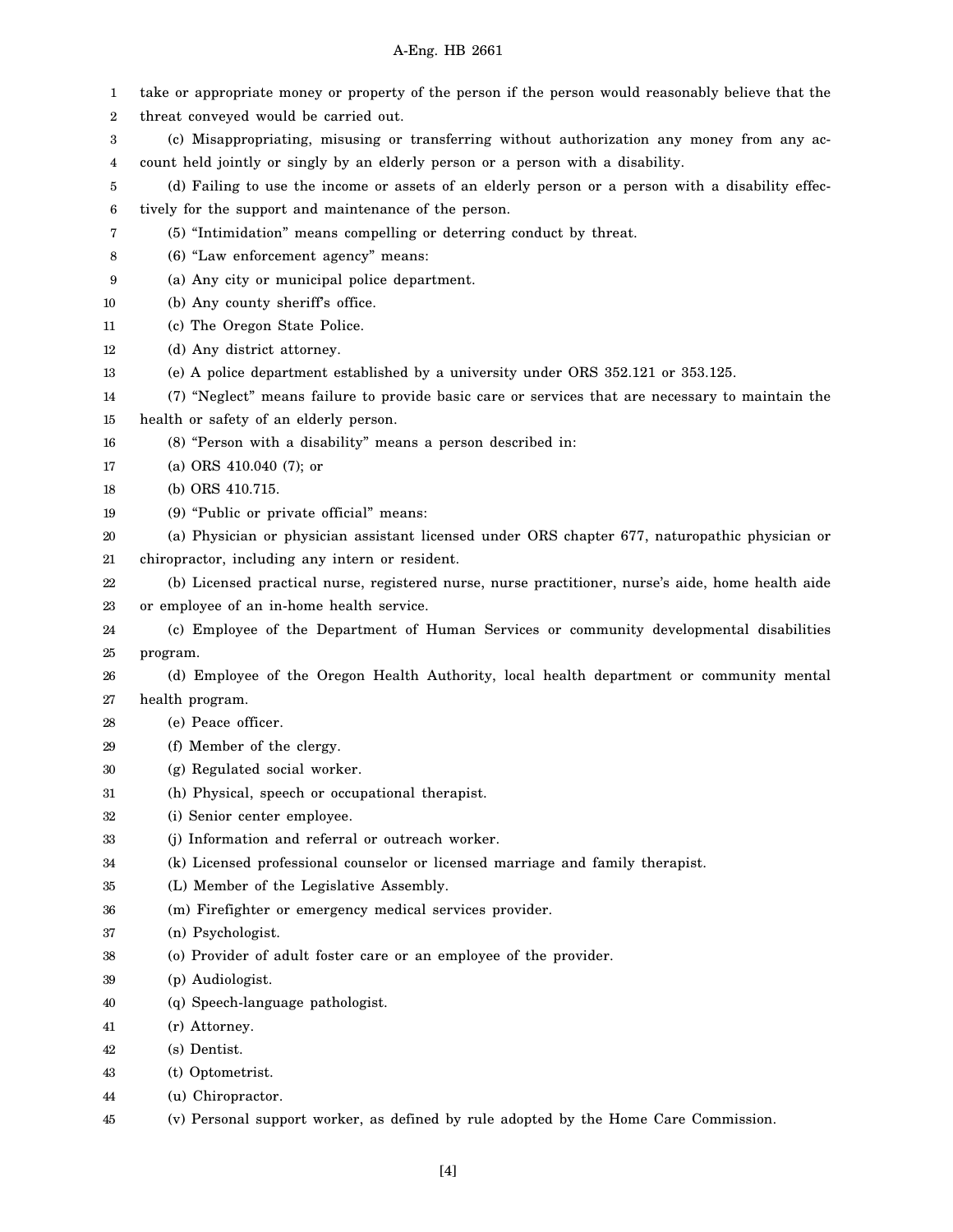take or appropriate money or property of the person if the person would reasonably believe that the threat conveyed would be carried out.

(c) Misappropriating, misusing or transferring without authorization any money from any account held jointly or singly by an elderly person or a person with a disability.

(d) Failing to use the income or assets of an elderly person or a person with a disability effectively for the support and maintenance of the person.

(5) "Intimidation" means compelling or deterring conduct by threat.

(6) "Law enforcement agency" means:

(a) Any city or municipal police department.

(b) Any county sheriff's office.

(c) The Oregon State Police.

(d) Any district attorney.

(e) A police department established by a university under ORS 352.121 or 353.125.

(7) "Neglect" means failure to provide basic care or services that are necessary to maintain the health or safety of an elderly person.

(8) "Person with a disability" means a person described in:

(a) ORS 410.040 (7); or

(b) ORS 410.715.

(9) "Public or private official" means:

(a) Physician or physician assistant licensed under ORS chapter 677, naturopathic physician or chiropractor, including any intern or resident.

(b) Licensed practical nurse, registered nurse, nurse practitioner, nurse's aide, home health aide or employee of an in-home health service.

(c) Employee of the Department of Human Services or community developmental disabilities program.

(d) Employee of the Oregon Health Authority, local health department or community mental health program.

(e) Peace officer.

(f) Member of the clergy.

(g) Regulated social worker.

(h) Physical, speech or occupational therapist.

(i) Senior center employee.

(j) Information and referral or outreach worker.

(k) Licensed professional counselor or licensed marriage and family therapist.

(L) Member of the Legislative Assembly.

(m) Firefighter or emergency medical services provider.

(n) Psychologist.

(o) Provider of adult foster care or an employee of the provider.

(p) Audiologist.

(q) Speech-language pathologist.

(r) Attorney.

(s) Dentist.

(t) Optometrist.

(u) Chiropractor.

(v) Personal support worker, as defined by rule adopted by the Home Care Commission.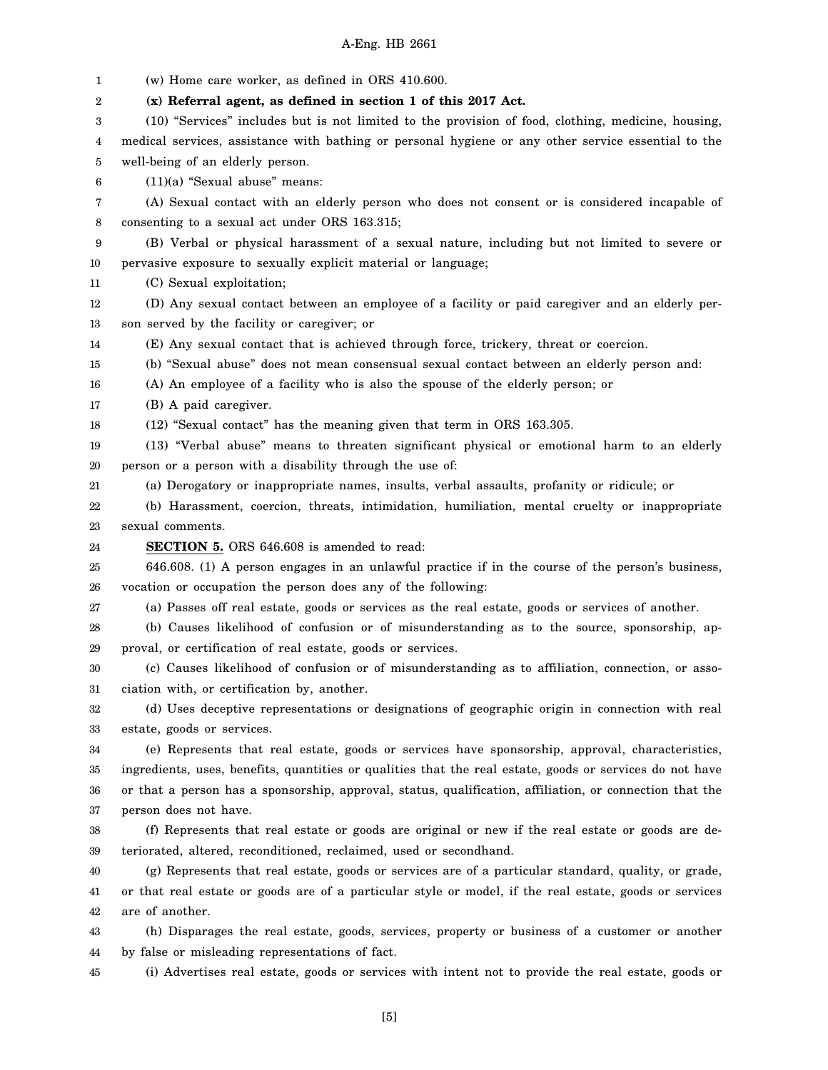(w) Home care worker, as defined in ORS 410.600.

**(x) Referral agent, as defined in section 1 of this 2017 Act.**

(10) "Services" includes but is not limited to the provision of food, clothing, medicine, housing, medical services, assistance with bathing or personal hygiene or any other service essential to the well-being of an elderly person.

(11)(a) "Sexual abuse" means:

(A) Sexual contact with an elderly person who does not consent or is considered incapable of consenting to a sexual act under ORS 163.315;

(B) Verbal or physical harassment of a sexual nature, including but not limited to severe or pervasive exposure to sexually explicit material or language;

(C) Sexual exploitation;

(D) Any sexual contact between an employee of a facility or paid caregiver and an elderly person served by the facility or caregiver; or

(E) Any sexual contact that is achieved through force, trickery, threat or coercion.

(b) "Sexual abuse" does not mean consensual sexual contact between an elderly person and:

(A) An employee of a facility who is also the spouse of the elderly person; or

(B) A paid caregiver.

(12) "Sexual contact" has the meaning given that term in ORS 163.305.

(13) "Verbal abuse" means to threaten significant physical or emotional harm to an elderly person or a person with a disability through the use of:

(a) Derogatory or inappropriate names, insults, verbal assaults, profanity or ridicule; or

(b) Harassment, coercion, threats, intimidation, humiliation, mental cruelty or inappropriate sexual comments.

**SECTION 5.** ORS 646.608 is amended to read:

646.608. (1) A person engages in an unlawful practice if in the course of the person's business, vocation or occupation the person does any of the following:

(a) Passes off real estate, goods or services as the real estate, goods or services of another.

(b) Causes likelihood of confusion or of misunderstanding as to the source, sponsorship, approval, or certification of real estate, goods or services.

(c) Causes likelihood of confusion or of misunderstanding as to affiliation, connection, or association with, or certification by, another.

(d) Uses deceptive representations or designations of geographic origin in connection with real estate, goods or services.

(e) Represents that real estate, goods or services have sponsorship, approval, characteristics, ingredients, uses, benefits, quantities or qualities that the real estate, goods or services do not have or that a person has a sponsorship, approval, status, qualification, affiliation, or connection that the person does not have.

(f) Represents that real estate or goods are original or new if the real estate or goods are deteriorated, altered, reconditioned, reclaimed, used or secondhand.

(g) Represents that real estate, goods or services are of a particular standard, quality, or grade, or that real estate or goods are of a particular style or model, if the real estate, goods or services are of another.

(h) Disparages the real estate, goods, services, property or business of a customer or another by false or misleading representations of fact.

(i) Advertises real estate, goods or services with intent not to provide the real estate, goods or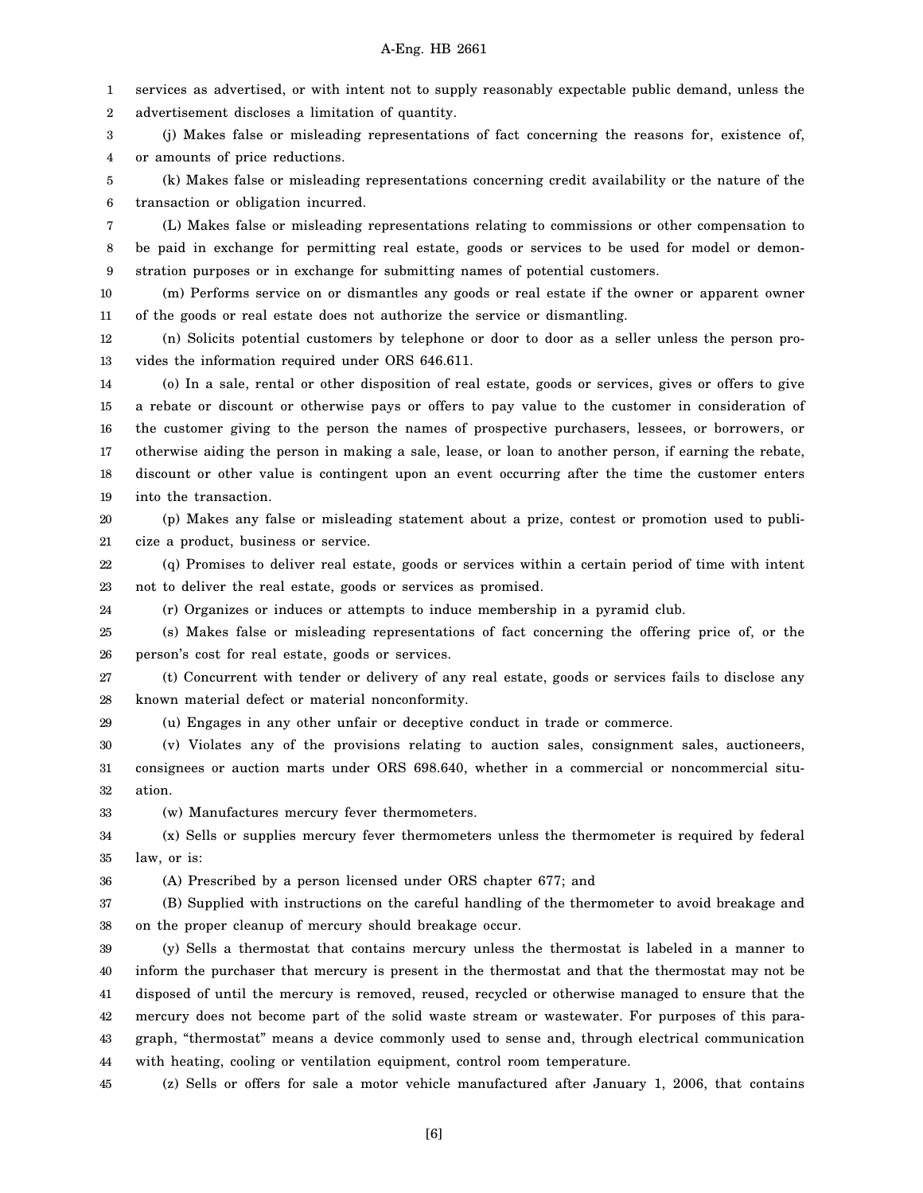services as advertised, or with intent not to supply reasonably expectable public demand, unless the advertisement discloses a limitation of quantity.

(j) Makes false or misleading representations of fact concerning the reasons for, existence of, or amounts of price reductions.

(k) Makes false or misleading representations concerning credit availability or the nature of the transaction or obligation incurred.

(L) Makes false or misleading representations relating to commissions or other compensation to be paid in exchange for permitting real estate, goods or services to be used for model or demonstration purposes or in exchange for submitting names of potential customers.

(m) Performs service on or dismantles any goods or real estate if the owner or apparent owner of the goods or real estate does not authorize the service or dismantling.

(n) Solicits potential customers by telephone or door to door as a seller unless the person provides the information required under ORS 646.611.

(o) In a sale, rental or other disposition of real estate, goods or services, gives or offers to give a rebate or discount or otherwise pays or offers to pay value to the customer in consideration of the customer giving to the person the names of prospective purchasers, lessees, or borrowers, or otherwise aiding the person in making a sale, lease, or loan to another person, if earning the rebate, discount or other value is contingent upon an event occurring after the time the customer enters into the transaction.

(p) Makes any false or misleading statement about a prize, contest or promotion used to publicize a product, business or service.

(q) Promises to deliver real estate, goods or services within a certain period of time with intent not to deliver the real estate, goods or services as promised.

(r) Organizes or induces or attempts to induce membership in a pyramid club.

(s) Makes false or misleading representations of fact concerning the offering price of, or the person's cost for real estate, goods or services.

(t) Concurrent with tender or delivery of any real estate, goods or services fails to disclose any known material defect or material nonconformity.

(u) Engages in any other unfair or deceptive conduct in trade or commerce.

(v) Violates any of the provisions relating to auction sales, consignment sales, auctioneers, consignees or auction marts under ORS 698.640, whether in a commercial or noncommercial situation.

(w) Manufactures mercury fever thermometers.

(x) Sells or supplies mercury fever thermometers unless the thermometer is required by federal law, or is:

(A) Prescribed by a person licensed under ORS chapter 677; and

(B) Supplied with instructions on the careful handling of the thermometer to avoid breakage and on the proper cleanup of mercury should breakage occur.

(y) Sells a thermostat that contains mercury unless the thermostat is labeled in a manner to inform the purchaser that mercury is present in the thermostat and that the thermostat may not be disposed of until the mercury is removed, reused, recycled or otherwise managed to ensure that the mercury does not become part of the solid waste stream or wastewater. For purposes of this paragraph, "thermostat" means a device commonly used to sense and, through electrical communication with heating, cooling or ventilation equipment, control room temperature.

(z) Sells or offers for sale a motor vehicle manufactured after January 1, 2006, that contains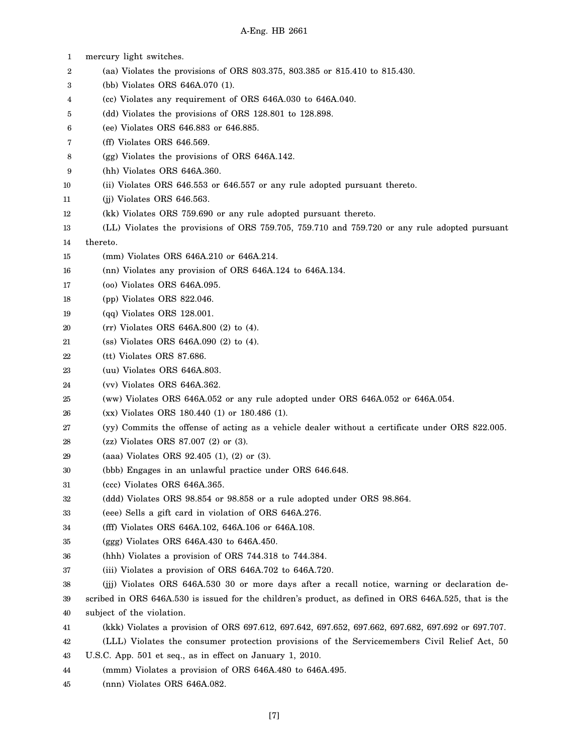mercury light switches.

(aa) Violates the provisions of ORS 803.375, 803.385 or 815.410 to 815.430.

(bb) Violates ORS 646A.070 (1).

(cc) Violates any requirement of ORS 646A.030 to 646A.040.

(dd) Violates the provisions of ORS 128.801 to 128.898.

(ee) Violates ORS 646.883 or 646.885.

(ff) Violates ORS 646.569.

(gg) Violates the provisions of ORS 646A.142.

(hh) Violates ORS 646A.360.

(ii) Violates ORS 646.553 or 646.557 or any rule adopted pursuant thereto.

(jj) Violates ORS 646.563.

(kk) Violates ORS 759.690 or any rule adopted pursuant thereto.

(LL) Violates the provisions of ORS 759.705, 759.710 and 759.720 or any rule adopted pursuant thereto.

(mm) Violates ORS 646A.210 or 646A.214.

(nn) Violates any provision of ORS 646A.124 to 646A.134.

(oo) Violates ORS 646A.095.

(pp) Violates ORS 822.046.

(qq) Violates ORS 128.001.

(rr) Violates ORS 646A.800 (2) to (4).

(ss) Violates ORS 646A.090 (2) to (4).

(tt) Violates ORS 87.686.

(uu) Violates ORS 646A.803.

(vv) Violates ORS 646A.362.

(ww) Violates ORS 646A.052 or any rule adopted under ORS 646A.052 or 646A.054.

(xx) Violates ORS 180.440 (1) or 180.486 (1).

(yy) Commits the offense of acting as a vehicle dealer without a certificate under ORS 822.005.

(zz) Violates ORS 87.007 (2) or (3).

(aaa) Violates ORS 92.405 (1), (2) or (3).

(bbb) Engages in an unlawful practice under ORS 646.648.

(ccc) Violates ORS 646A.365.

(ddd) Violates ORS 98.854 or 98.858 or a rule adopted under ORS 98.864.

(eee) Sells a gift card in violation of ORS 646A.276.

(fff) Violates ORS 646A.102, 646A.106 or 646A.108.

(ggg) Violates ORS 646A.430 to 646A.450.

(hhh) Violates a provision of ORS 744.318 to 744.384.

(iii) Violates a provision of ORS 646A.702 to 646A.720.

(jjj) Violates ORS 646A.530 30 or more days after a recall notice, warning or declaration described in ORS 646A.530 is issued for the children's product, as defined in ORS 646A.525, that is the subject of the violation.

(kkk) Violates a provision of ORS 697.612, 697.642, 697.652, 697.662, 697.682, 697.692 or 697.707.

(LLL) Violates the consumer protection provisions of the Servicemembers Civil Relief Act, 50 U.S.C. App. 501 et seq., as in effect on January 1, 2010.

(mmm) Violates a provision of ORS 646A.480 to 646A.495.

(nnn) Violates ORS 646A.082.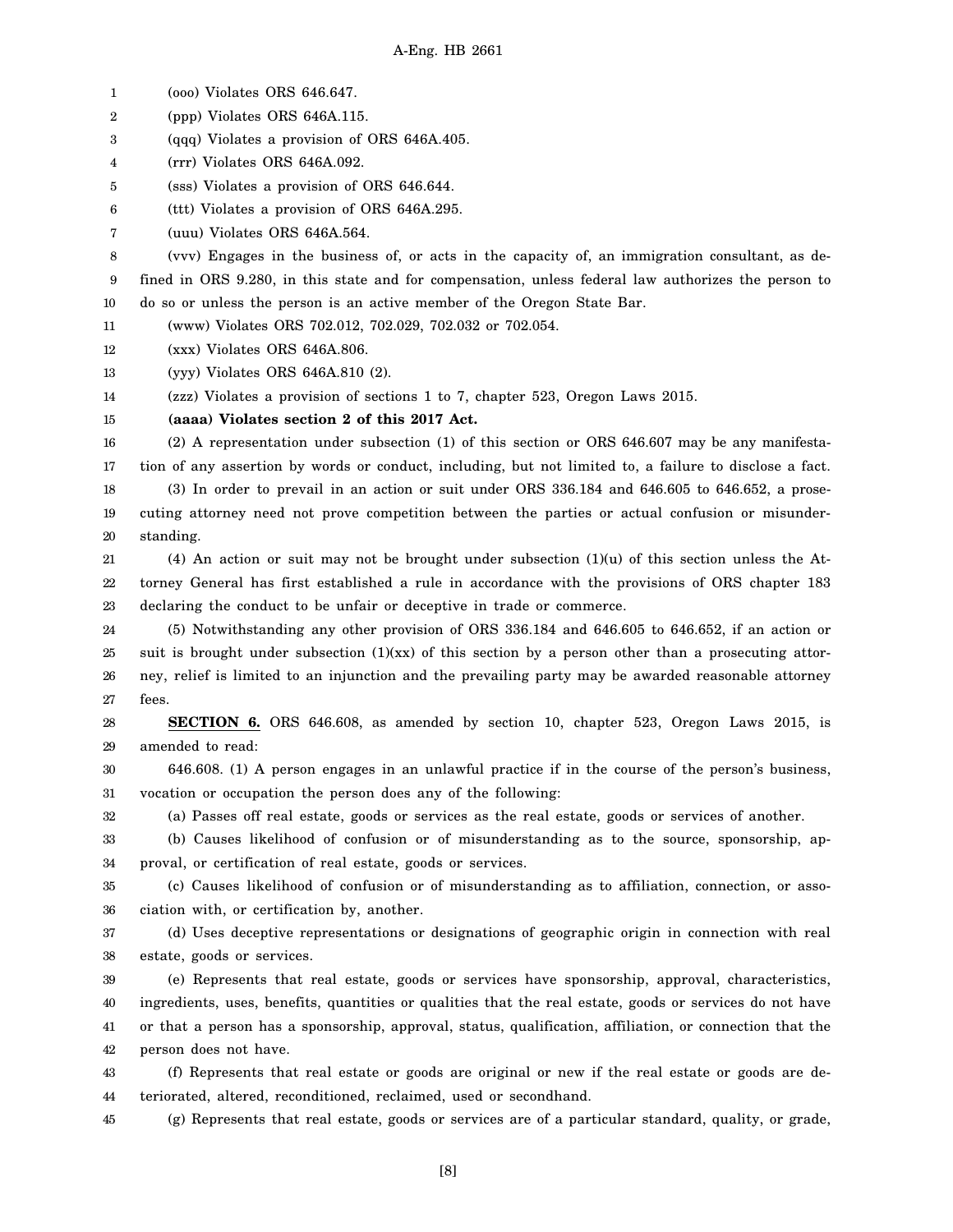(ooo) Violates ORS 646.647.

(ppp) Violates ORS 646A.115.

(qqq) Violates a provision of ORS 646A.405.

(rrr) Violates ORS 646A.092.

(sss) Violates a provision of ORS 646.644.

(ttt) Violates a provision of ORS 646A.295.

(uuu) Violates ORS 646A.564.

(vvv) Engages in the business of, or acts in the capacity of, an immigration consultant, as defined in ORS 9.280, in this state and for compensation, unless federal law authorizes the person to do so or unless the person is an active member of the Oregon State Bar.

(www) Violates ORS 702.012, 702.029, 702.032 or 702.054.

(xxx) Violates ORS 646A.806.

(yyy) Violates ORS 646A.810 (2).

(zzz) Violates a provision of sections 1 to 7, chapter 523, Oregon Laws 2015.

**(aaaa) Violates section 2 of this 2017 Act.**

(2) A representation under subsection (1) of this section or ORS 646.607 may be any manifestation of any assertion by words or conduct, including, but not limited to, a failure to disclose a fact.

(3) In order to prevail in an action or suit under ORS 336.184 and 646.605 to 646.652, a prosecuting attorney need not prove competition between the parties or actual confusion or misunderstanding.

(4) An action or suit may not be brought under subsection (1)(u) of this section unless the Attorney General has first established a rule in accordance with the provisions of ORS chapter 183 declaring the conduct to be unfair or deceptive in trade or commerce.

(5) Notwithstanding any other provision of ORS 336.184 and 646.605 to 646.652, if an action or suit is brought under subsection (1)(xx) of this section by a person other than a prosecuting attorney, relief is limited to an injunction and the prevailing party may be awarded reasonable attorney fees.

**SECTION 6.** ORS 646.608, as amended by section 10, chapter 523, Oregon Laws 2015, is amended to read:

646.608. (1) A person engages in an unlawful practice if in the course of the person's business, vocation or occupation the person does any of the following:

(a) Passes off real estate, goods or services as the real estate, goods or services of another.

(b) Causes likelihood of confusion or of misunderstanding as to the source, sponsorship, approval, or certification of real estate, goods or services.

(c) Causes likelihood of confusion or of misunderstanding as to affiliation, connection, or association with, or certification by, another.

(d) Uses deceptive representations or designations of geographic origin in connection with real estate, goods or services.

(e) Represents that real estate, goods or services have sponsorship, approval, characteristics, ingredients, uses, benefits, quantities or qualities that the real estate, goods or services do not have or that a person has a sponsorship, approval, status, qualification, affiliation, or connection that the person does not have.

(f) Represents that real estate or goods are original or new if the real estate or goods are deteriorated, altered, reconditioned, reclaimed, used or secondhand.

(g) Represents that real estate, goods or services are of a particular standard, quality, or grade,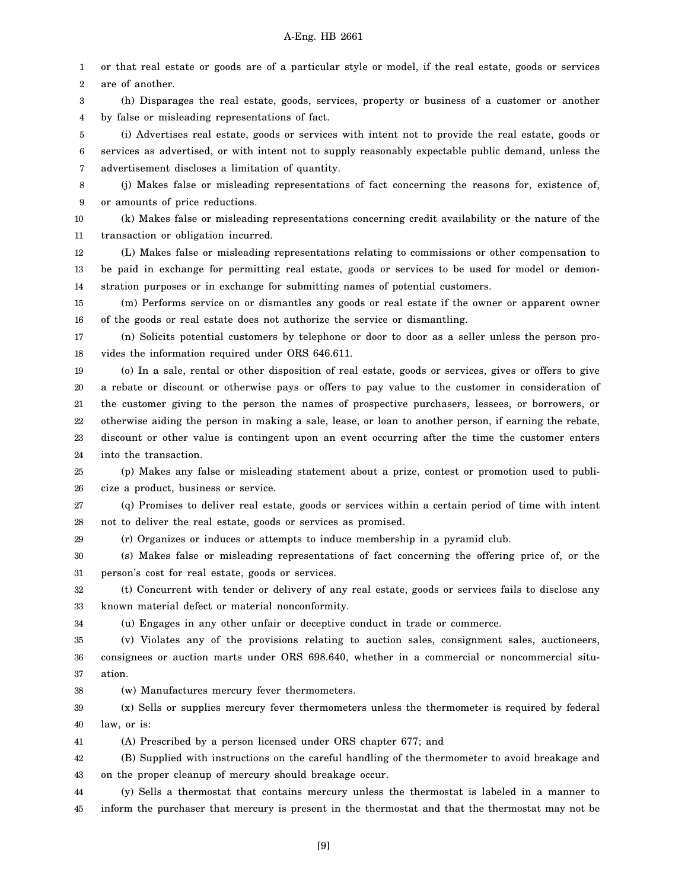or that real estate or goods are of a particular style or model, if the real estate, goods or services are of another.

(h) Disparages the real estate, goods, services, property or business of a customer or another by false or misleading representations of fact.

(i) Advertises real estate, goods or services with intent not to provide the real estate, goods or services as advertised, or with intent not to supply reasonably expectable public demand, unless the advertisement discloses a limitation of quantity.

(j) Makes false or misleading representations of fact concerning the reasons for, existence of, or amounts of price reductions.

(k) Makes false or misleading representations concerning credit availability or the nature of the transaction or obligation incurred.

(L) Makes false or misleading representations relating to commissions or other compensation to be paid in exchange for permitting real estate, goods or services to be used for model or demonstration purposes or in exchange for submitting names of potential customers.

(m) Performs service on or dismantles any goods or real estate if the owner or apparent owner of the goods or real estate does not authorize the service or dismantling.

(n) Solicits potential customers by telephone or door to door as a seller unless the person provides the information required under ORS 646.611.

(o) In a sale, rental or other disposition of real estate, goods or services, gives or offers to give a rebate or discount or otherwise pays or offers to pay value to the customer in consideration of the customer giving to the person the names of prospective purchasers, lessees, or borrowers, or otherwise aiding the person in making a sale, lease, or loan to another person, if earning the rebate, discount or other value is contingent upon an event occurring after the time the customer enters into the transaction.

(p) Makes any false or misleading statement about a prize, contest or promotion used to publicize a product, business or service.

(q) Promises to deliver real estate, goods or services within a certain period of time with intent not to deliver the real estate, goods or services as promised.

(r) Organizes or induces or attempts to induce membership in a pyramid club.

(s) Makes false or misleading representations of fact concerning the offering price of, or the person's cost for real estate, goods or services.

(t) Concurrent with tender or delivery of any real estate, goods or services fails to disclose any known material defect or material nonconformity.

(u) Engages in any other unfair or deceptive conduct in trade or commerce.

(v) Violates any of the provisions relating to auction sales, consignment sales, auctioneers, consignees or auction marts under ORS 698.640, whether in a commercial or noncommercial situation.

(w) Manufactures mercury fever thermometers.

(x) Sells or supplies mercury fever thermometers unless the thermometer is required by federal law, or is:

(A) Prescribed by a person licensed under ORS chapter 677; and

(B) Supplied with instructions on the careful handling of the thermometer to avoid breakage and on the proper cleanup of mercury should breakage occur.

(y) Sells a thermostat that contains mercury unless the thermostat is labeled in a manner to inform the purchaser that mercury is present in the thermostat and that the thermostat may not be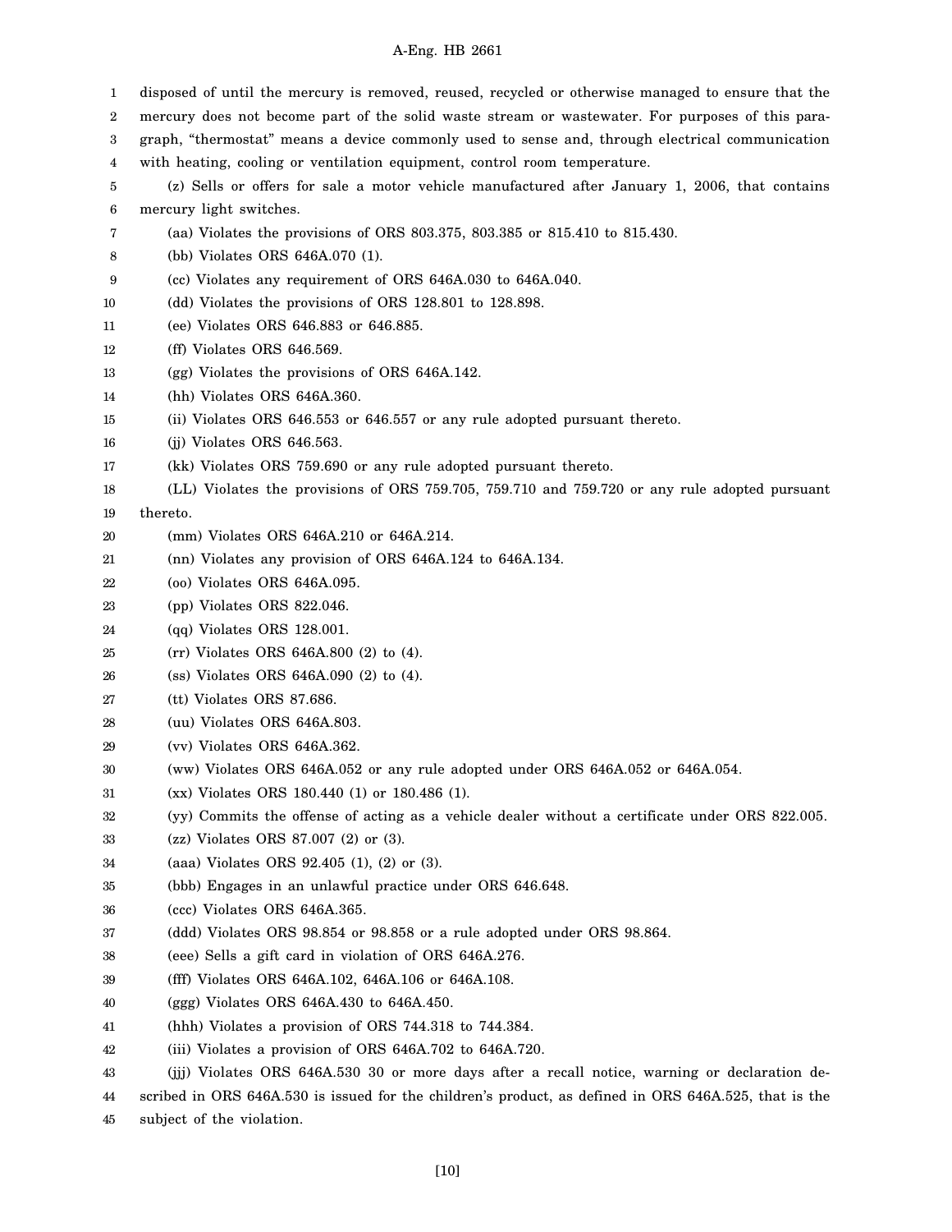disposed of until the mercury is removed, reused, recycled or otherwise managed to ensure that the mercury does not become part of the solid waste stream or wastewater. For purposes of this paragraph, "thermostat" means a device commonly used to sense and, through electrical communication with heating, cooling or ventilation equipment, control room temperature.

(z) Sells or offers for sale a motor vehicle manufactured after January 1, 2006, that contains mercury light switches.

(aa) Violates the provisions of ORS 803.375, 803.385 or 815.410 to 815.430.

(bb) Violates ORS 646A.070 (1).

(cc) Violates any requirement of ORS 646A.030 to 646A.040.

(dd) Violates the provisions of ORS 128.801 to 128.898.

(ee) Violates ORS 646.883 or 646.885.

(ff) Violates ORS 646.569.

(gg) Violates the provisions of ORS 646A.142.

(hh) Violates ORS 646A.360.

(ii) Violates ORS 646.553 or 646.557 or any rule adopted pursuant thereto.

(jj) Violates ORS 646.563.

(kk) Violates ORS 759.690 or any rule adopted pursuant thereto.

(LL) Violates the provisions of ORS 759.705, 759.710 and 759.720 or any rule adopted pursuant thereto.

(mm) Violates ORS 646A.210 or 646A.214.

(nn) Violates any provision of ORS 646A.124 to 646A.134.

(oo) Violates ORS 646A.095.

(pp) Violates ORS 822.046.

(qq) Violates ORS 128.001.

(rr) Violates ORS 646A.800 (2) to (4).

(ss) Violates ORS 646A.090 (2) to (4).

(tt) Violates ORS 87.686.

(uu) Violates ORS 646A.803.

(vv) Violates ORS 646A.362.

(ww) Violates ORS 646A.052 or any rule adopted under ORS 646A.052 or 646A.054.

(xx) Violates ORS 180.440 (1) or 180.486 (1).

(yy) Commits the offense of acting as a vehicle dealer without a certificate under ORS 822.005.

(zz) Violates ORS 87.007 (2) or (3).

(aaa) Violates ORS 92.405 (1), (2) or (3).

(bbb) Engages in an unlawful practice under ORS 646.648.

(ccc) Violates ORS 646A.365.

(ddd) Violates ORS 98.854 or 98.858 or a rule adopted under ORS 98.864.

(eee) Sells a gift card in violation of ORS 646A.276.

(fff) Violates ORS 646A.102, 646A.106 or 646A.108.

(ggg) Violates ORS 646A.430 to 646A.450.

(hhh) Violates a provision of ORS 744.318 to 744.384.

(iii) Violates a provision of ORS 646A.702 to 646A.720.

(jjj) Violates ORS 646A.530 30 or more days after a recall notice, warning or declaration described in ORS 646A.530 is issued for the children's product, as defined in ORS 646A.525, that is the subject of the violation.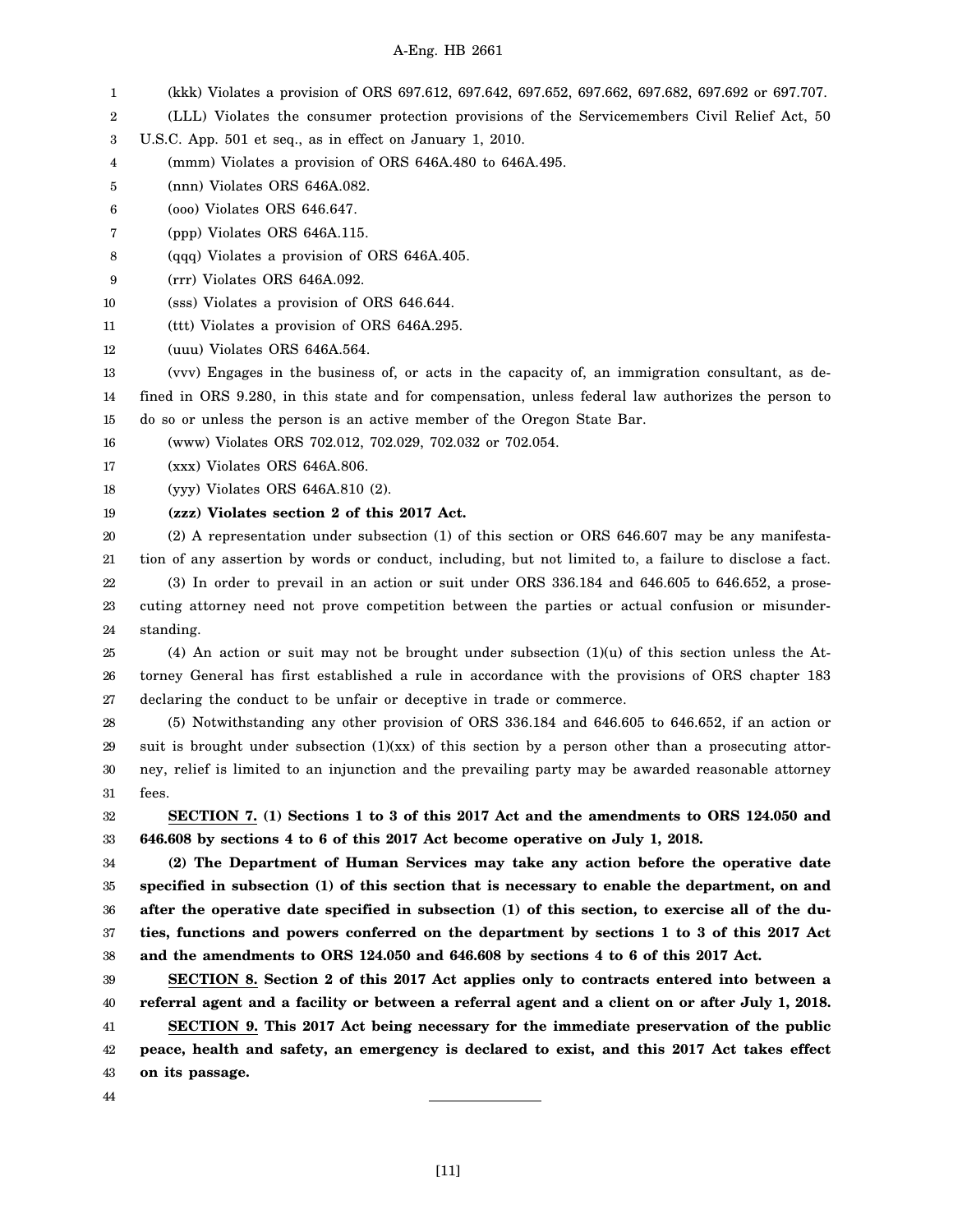(kkk) Violates a provision of ORS 697.612, 697.642, 697.652, 697.662, 697.682, 697.692 or 697.707.

(LLL) Violates the consumer protection provisions of the Servicemembers Civil Relief Act, 50 U.S.C. App. 501 et seq., as in effect on January 1, 2010.

(mmm) Violates a provision of ORS 646A.480 to 646A.495.

(nnn) Violates ORS 646A.082.

(ooo) Violates ORS 646.647.

(ppp) Violates ORS 646A.115.

(qqq) Violates a provision of ORS 646A.405.

(rrr) Violates ORS 646A.092.

(sss) Violates a provision of ORS 646.644.

(ttt) Violates a provision of ORS 646A.295.

(uuu) Violates ORS 646A.564.

(vvv) Engages in the business of, or acts in the capacity of, an immigration consultant, as defined in ORS 9.280, in this state and for compensation, unless federal law authorizes the person to do so or unless the person is an active member of the Oregon State Bar.

(www) Violates ORS 702.012, 702.029, 702.032 or 702.054.

(xxx) Violates ORS 646A.806.

(yyy) Violates ORS 646A.810 (2).

**(zzz) Violates section 2 of this 2017 Act.**

(2) A representation under subsection (1) of this section or ORS 646.607 may be any manifestation of any assertion by words or conduct, including, but not limited to, a failure to disclose a fact.

(3) In order to prevail in an action or suit under ORS 336.184 and 646.605 to 646.652, a prosecuting attorney need not prove competition between the parties or actual confusion or misunderstanding.

(4) An action or suit may not be brought under subsection (1)(u) of this section unless the Attorney General has first established a rule in accordance with the provisions of ORS chapter 183 declaring the conduct to be unfair or deceptive in trade or commerce.

(5) Notwithstanding any other provision of ORS 336.184 and 646.605 to 646.652, if an action or suit is brought under subsection (1)(xx) of this section by a person other than a prosecuting attorney, relief is limited to an injunction and the prevailing party may be awarded reasonable attorney fees.

**SECTION 7. (1) Sections 1 to 3 of this 2017 Act and the amendments to ORS 124.050 and 646.608 by sections 4 to 6 of this 2017 Act become operative on July 1, 2018.**

**(2) The Department of Human Services may take any action before the operative date specified in subsection (1) of this section that is necessary to enable the department, on and after the operative date specified in subsection (1) of this section, to exercise all of the duties, functions and powers conferred on the department by sections 1 to 3 of this 2017 Act and the amendments to ORS 124.050 and 646.608 by sections 4 to 6 of this 2017 Act.**

**SECTION 8. Section 2 of this 2017 Act applies only to contracts entered into between a referral agent and a facility or between a referral agent and a client on or after July 1, 2018.**

**SECTION 9. This 2017 Act being necessary for the immediate preservation of the public peace, health and safety, an emergency is declared to exist, and this 2017 Act takes effect on its passage.**